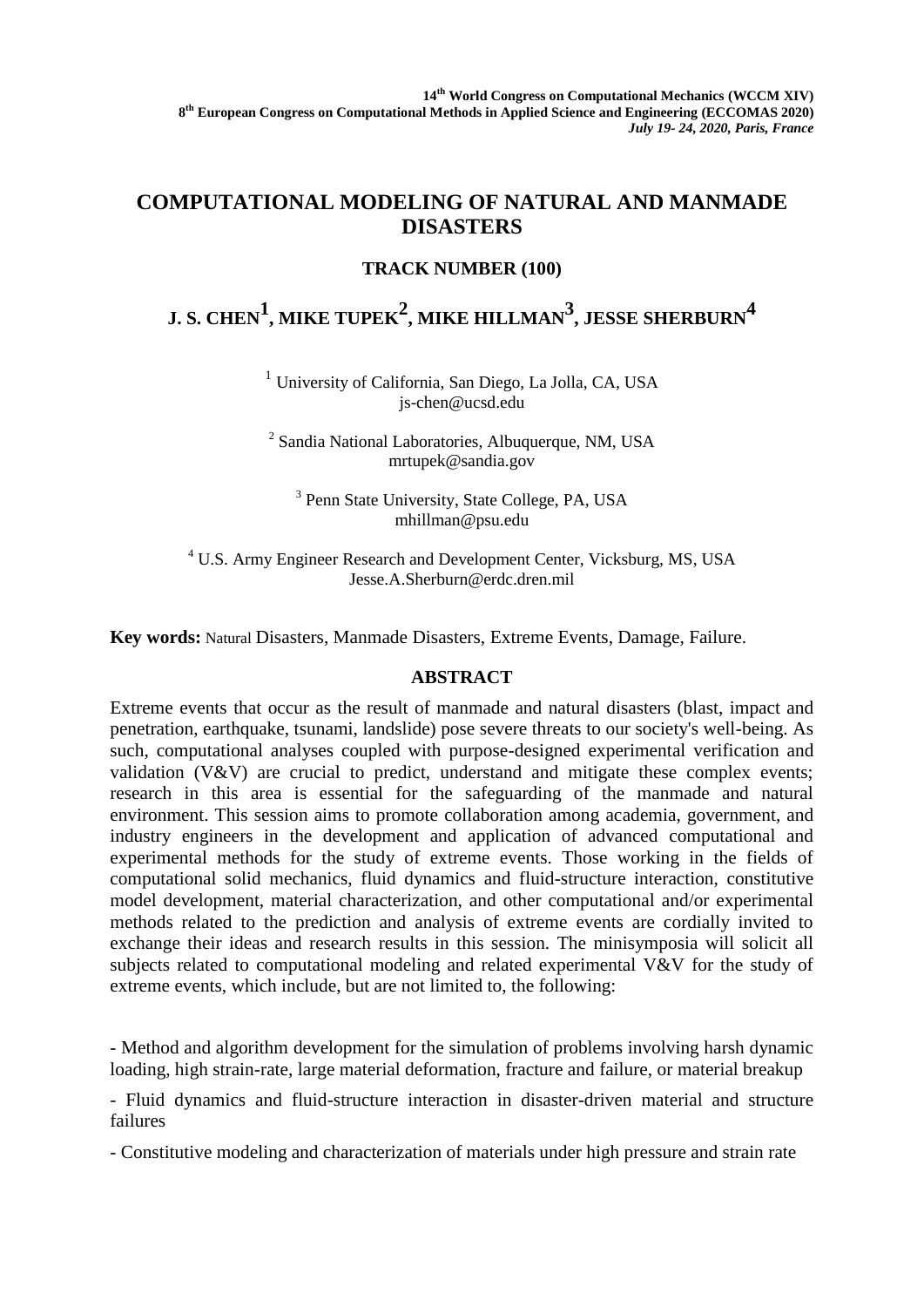14th World Congress on Computational Mechanics (WCCM XIV)
8th European Congress on Computational Methods in Applied Science and Engineering (ECCOMAS 2020)
*July 19- 24, 2020, Paris, France*

# COMPUTATIONAL MODELING OF NATURAL AND MANMADE DISASTERS

## TRACK NUMBER (100)

## J. S. CHEN[1], MIKE TUPEK[2], MIKE HILLMAN[3], JESSE SHERBURN[4]

[1] University of California, San Diego, La Jolla, CA, USA
js-chen@ucsd.edu

[2] Sandia National Laboratories, Albuquerque, NM, USA
mrtupek@sandia.gov

[3] Penn State University, State College, PA, USA
mhillman@psu.edu

[4] U.S. Army Engineer Research and Development Center, Vicksburg, MS, USA
Jesse.A.Sherburn@erdc.dren.mil

**Key words:** Natural Disasters, Manmade Disasters, Extreme Events, Damage, Failure.

### ABSTRACT

Extreme events that occur as the result of manmade and natural disasters (blast, impact and penetration, earthquake, tsunami, landslide) pose severe threats to our society's well-being. As such, computational analyses coupled with purpose-designed experimental verification and validation (V&V) are crucial to predict, understand and mitigate these complex events; research in this area is essential for the safeguarding of the manmade and natural environment. This session aims to promote collaboration among academia, government, and industry engineers in the development and application of advanced computational and experimental methods for the study of extreme events. Those working in the fields of computational solid mechanics, fluid dynamics and fluid-structure interaction, constitutive model development, material characterization, and other computational and/or experimental methods related to the prediction and analysis of extreme events are cordially invited to exchange their ideas and research results in this session. The minisymposia will solicit all subjects related to computational modeling and related experimental V&V for the study of extreme events, which include, but are not limited to, the following:

- Method and algorithm development for the simulation of problems involving harsh dynamic loading, high strain-rate, large material deformation, fracture and failure, or material breakup

- Fluid dynamics and fluid-structure interaction in disaster-driven material and structure failures

- Constitutive modeling and characterization of materials under high pressure and strain rate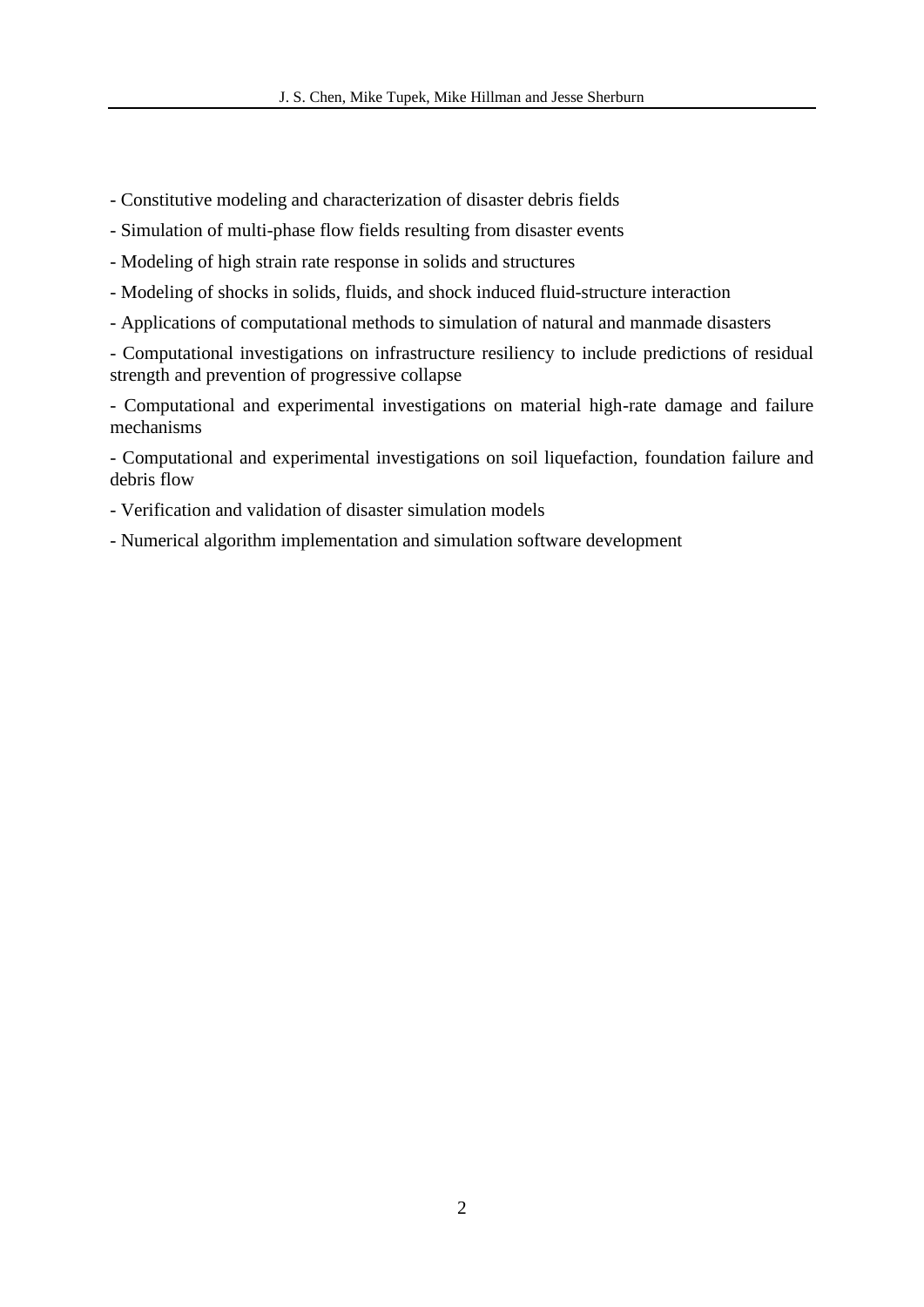- Constitutive modeling and characterization of disaster debris fields

- Simulation of multi-phase flow fields resulting from disaster events

- Modeling of high strain rate response in solids and structures

- Modeling of shocks in solids, fluids, and shock induced fluid-structure interaction

- Applications of computational methods to simulation of natural and manmade disasters

- Computational investigations on infrastructure resiliency to include predictions of residual strength and prevention of progressive collapse

- Computational and experimental investigations on material high-rate damage and failure mechanisms

- Computational and experimental investigations on soil liquefaction, foundation failure and debris flow

- Verification and validation of disaster simulation models

- Numerical algorithm implementation and simulation software development